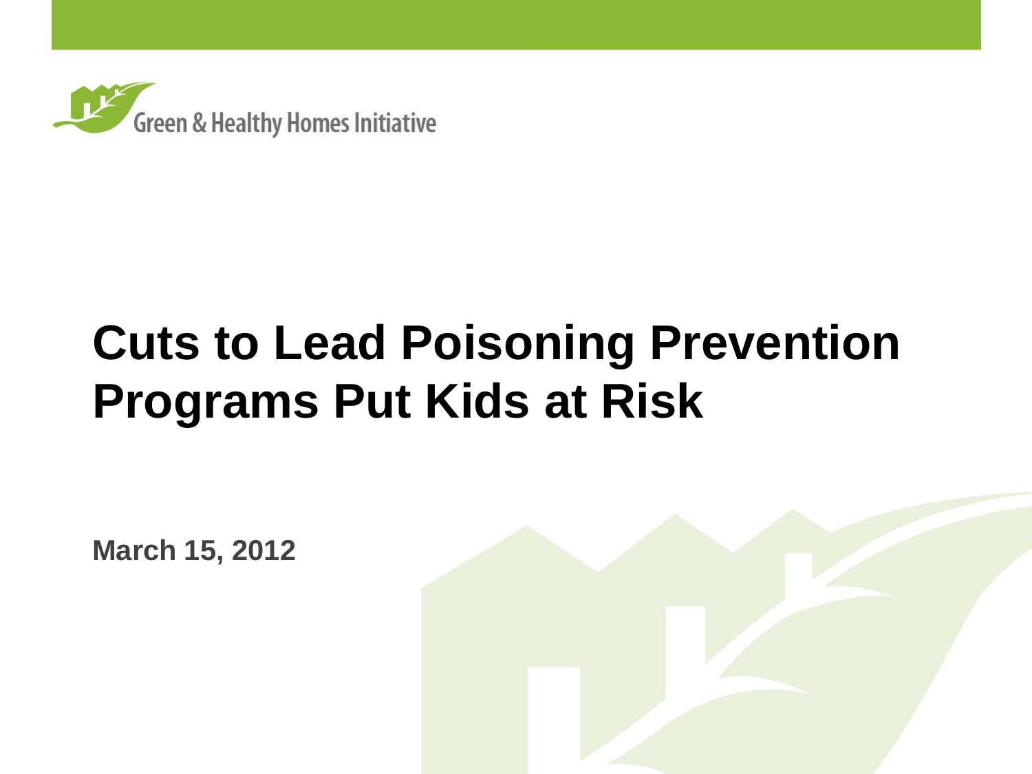Green & Healthy Homes Initiative

# Cuts to Lead Poisoning Prevention Programs Put Kids at Risk

**March 15, 2012**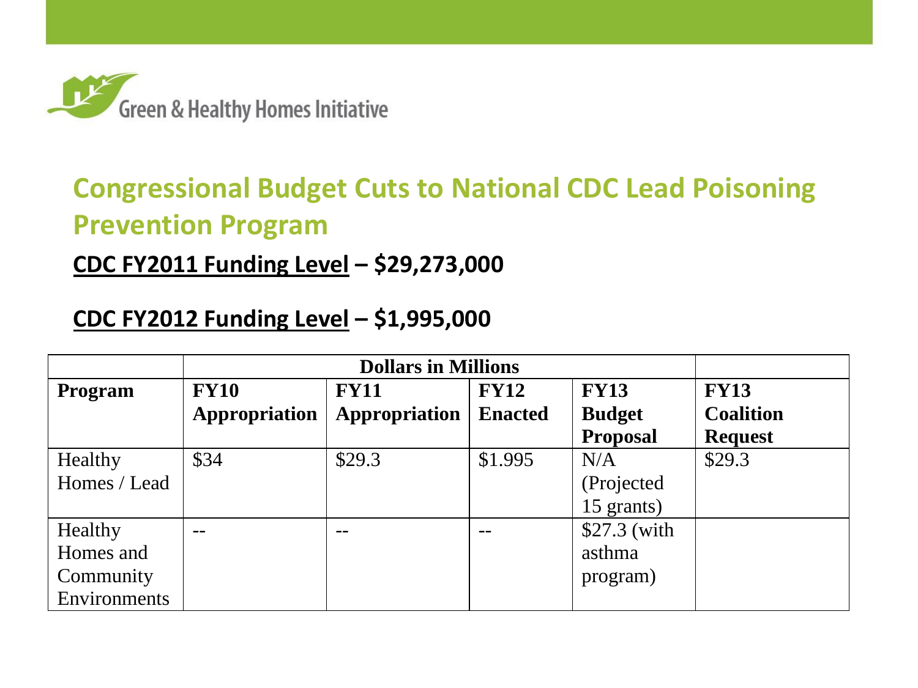Green & Healthy Homes Initiative

## Congressional Budget Cuts to National CDC Lead Poisoning Prevention Program

**CDC FY2011 Funding Level – $29,273,000**

**CDC FY2012 Funding Level – $1,995,000**

| | Dollars in Millions | | | | |
|---|---|---|---|---|---|
| **Program** | **FY10 Appropriation** | **FY11 Appropriation** | **FY12 Enacted** | **FY13 Budget Proposal** | **FY13 Coalition Request** |
| Healthy Homes / Lead | $34 | $29.3 | $1.995 | N/A (Projected 15 grants) | $29.3 |
| Healthy Homes and Community Environments | -- | -- | -- | $27.3 (with asthma program) | |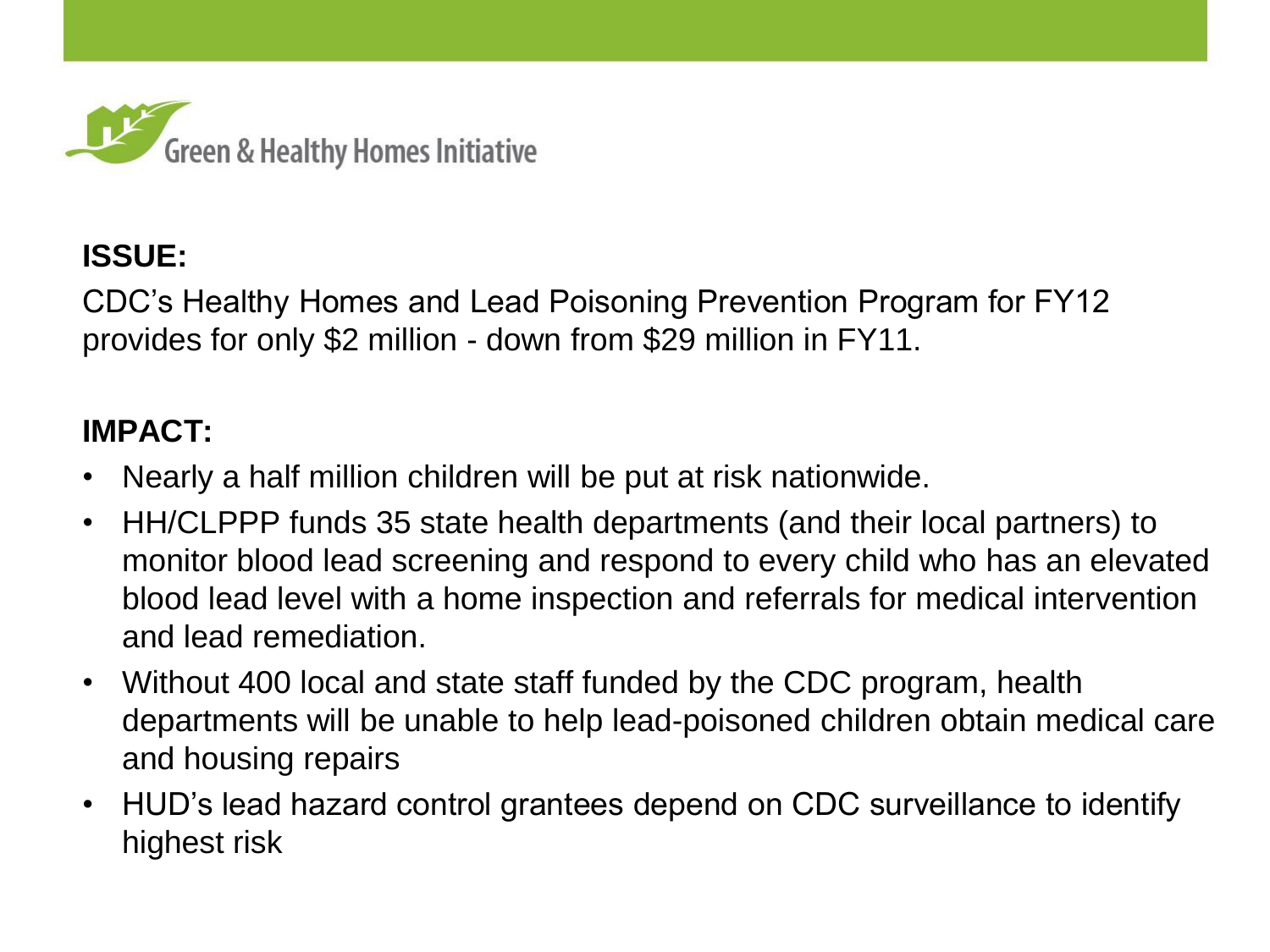Green & Healthy Homes Initiative

**ISSUE:**

CDC's Healthy Homes and Lead Poisoning Prevention Program for FY12 provides for only $2 million - down from $29 million in FY11.

**IMPACT:**

- Nearly a half million children will be put at risk nationwide.
- HH/CLPPP funds 35 state health departments (and their local partners) to monitor blood lead screening and respond to every child who has an elevated blood lead level with a home inspection and referrals for medical intervention and lead remediation.
- Without 400 local and state staff funded by the CDC program, health departments will be unable to help lead-poisoned children obtain medical care and housing repairs
- HUD's lead hazard control grantees depend on CDC surveillance to identify highest risk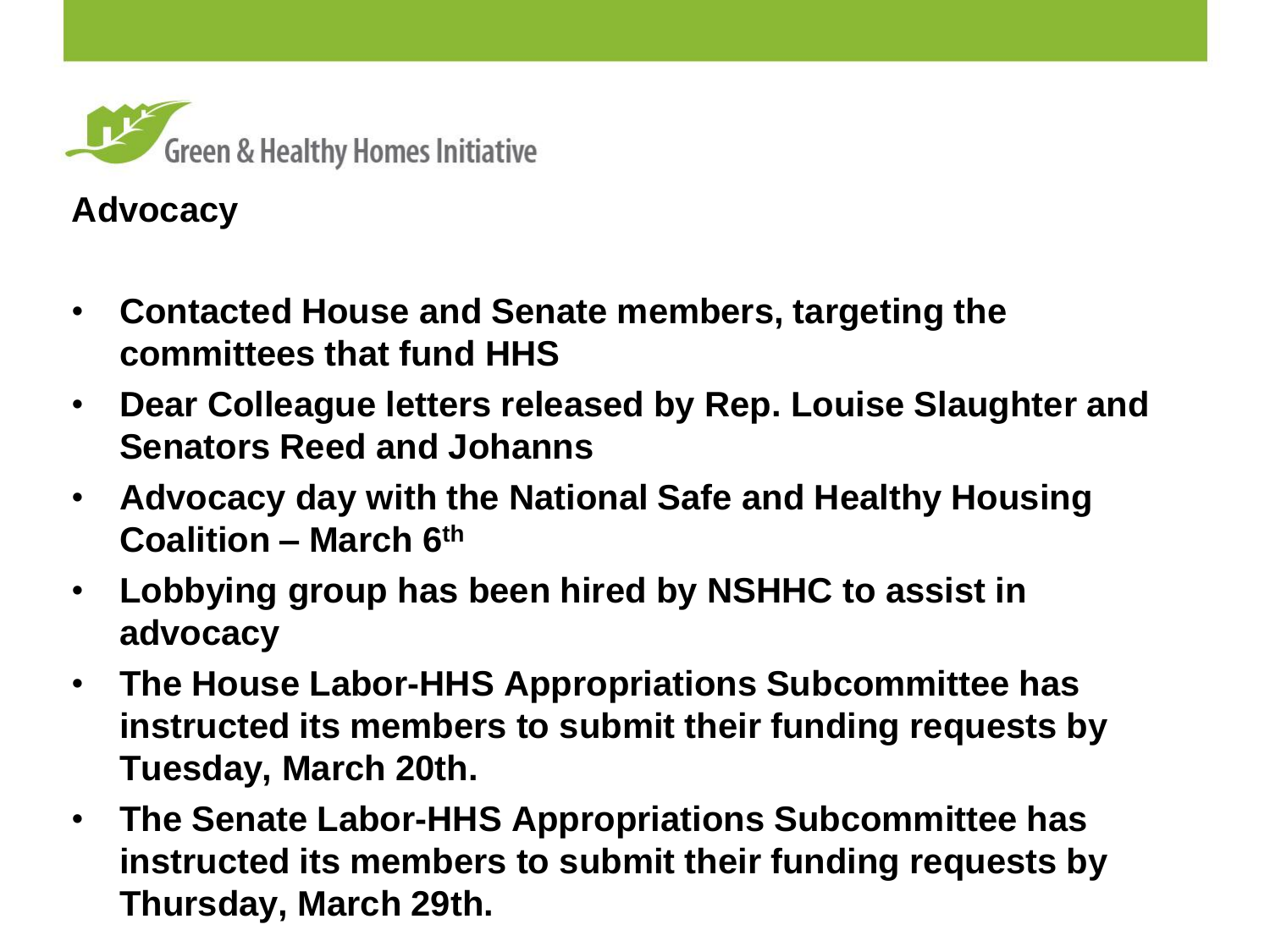Green & Healthy Homes Initiative

## Advocacy

- **Contacted House and Senate members, targeting the committees that fund HHS**
- **Dear Colleague letters released by Rep. Louise Slaughter and Senators Reed and Johanns**
- **Advocacy day with the National Safe and Healthy Housing Coalition – March 6th**
- **Lobbying group has been hired by NSHHC to assist in advocacy**
- **The House Labor-HHS Appropriations Subcommittee has instructed its members to submit their funding requests by Tuesday, March 20th.**
- **The Senate Labor-HHS Appropriations Subcommittee has instructed its members to submit their funding requests by Thursday, March 29th.**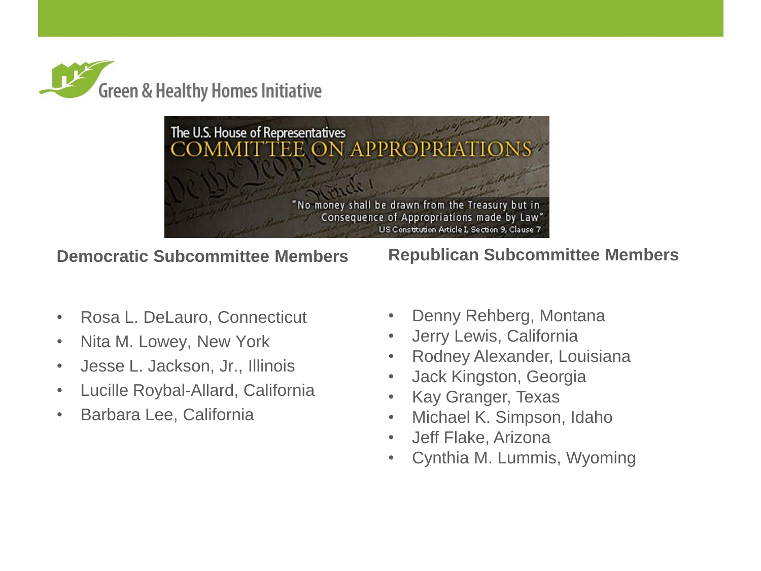Green & Healthy Homes Initiative

The U.S. House of Representatives
COMMITTEE ON APPROPRIATIONS

"No money shall be drawn from the Treasury but in Consequence of Appropriations made by Law"
US Constitution Article I, Section 9, Clause 7

**Democratic Subcommittee Members**

- Rosa L. DeLauro, Connecticut
- Nita M. Lowey, New York
- Jesse L. Jackson, Jr., Illinois
- Lucille Roybal-Allard, California
- Barbara Lee, California

**Republican Subcommittee Members**

- Denny Rehberg, Montana
- Jerry Lewis, California
- Rodney Alexander, Louisiana
- Jack Kingston, Georgia
- Kay Granger, Texas
- Michael K. Simpson, Idaho
- Jeff Flake, Arizona
- Cynthia M. Lummis, Wyoming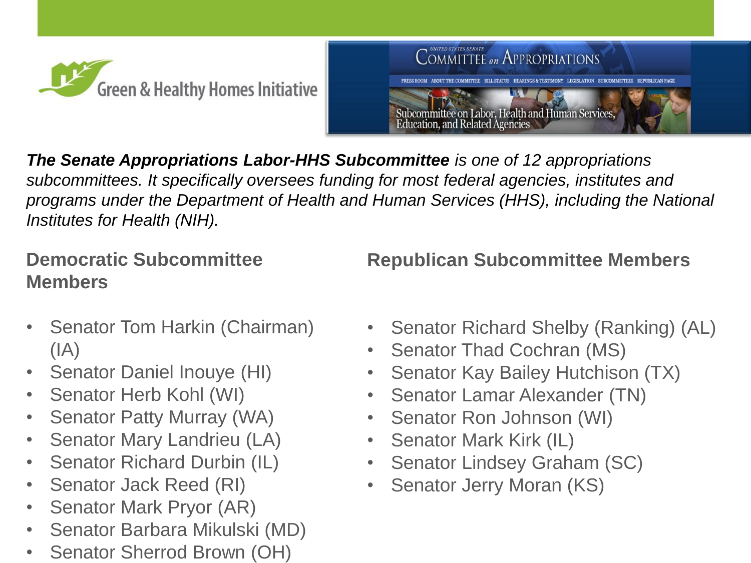Green & Healthy Homes Initiative

United States Senate Committee on Appropriations

Subcommittee on Labor, Health and Human Services, Education, and Related Agencies

***The Senate Appropriations Labor-HHS Subcommittee*** *is one of 12 appropriations subcommittees. It specifically oversees funding for most federal agencies, institutes and programs under the Department of Health and Human Services (HHS), including the National Institutes for Health (NIH).*

### Democratic Subcommittee Members

- Senator Tom Harkin (Chairman) (IA)
- Senator Daniel Inouye (HI)
- Senator Herb Kohl (WI)
- Senator Patty Murray (WA)
- Senator Mary Landrieu (LA)
- Senator Richard Durbin (IL)
- Senator Jack Reed (RI)
- Senator Mark Pryor (AR)
- Senator Barbara Mikulski (MD)
- Senator Sherrod Brown (OH)

### Republican Subcommittee Members

- Senator Richard Shelby (Ranking) (AL)
- Senator Thad Cochran (MS)
- Senator Kay Bailey Hutchison (TX)
- Senator Lamar Alexander (TN)
- Senator Ron Johnson (WI)
- Senator Mark Kirk (IL)
- Senator Lindsey Graham (SC)
- Senator Jerry Moran (KS)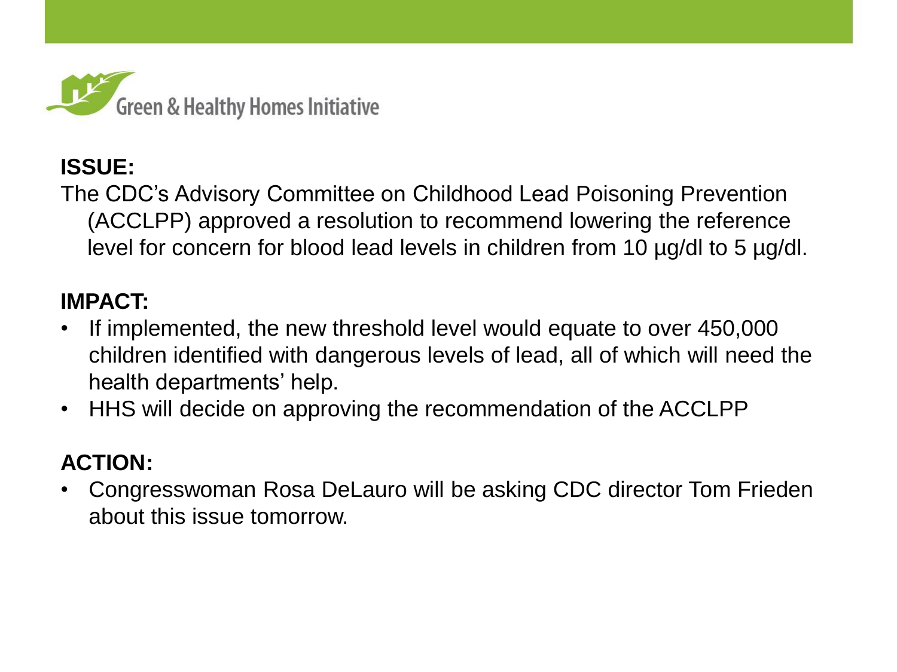Green & Healthy Homes Initiative

**ISSUE:**

The CDC's Advisory Committee on Childhood Lead Poisoning Prevention (ACCLPP) approved a resolution to recommend lowering the reference level for concern for blood lead levels in children from 10 µg/dl to 5 µg/dl.

**IMPACT:**

- If implemented, the new threshold level would equate to over 450,000 children identified with dangerous levels of lead, all of which will need the health departments' help.
- HHS will decide on approving the recommendation of the ACCLPP

**ACTION:**

- Congresswoman Rosa DeLauro will be asking CDC director Tom Frieden about this issue tomorrow.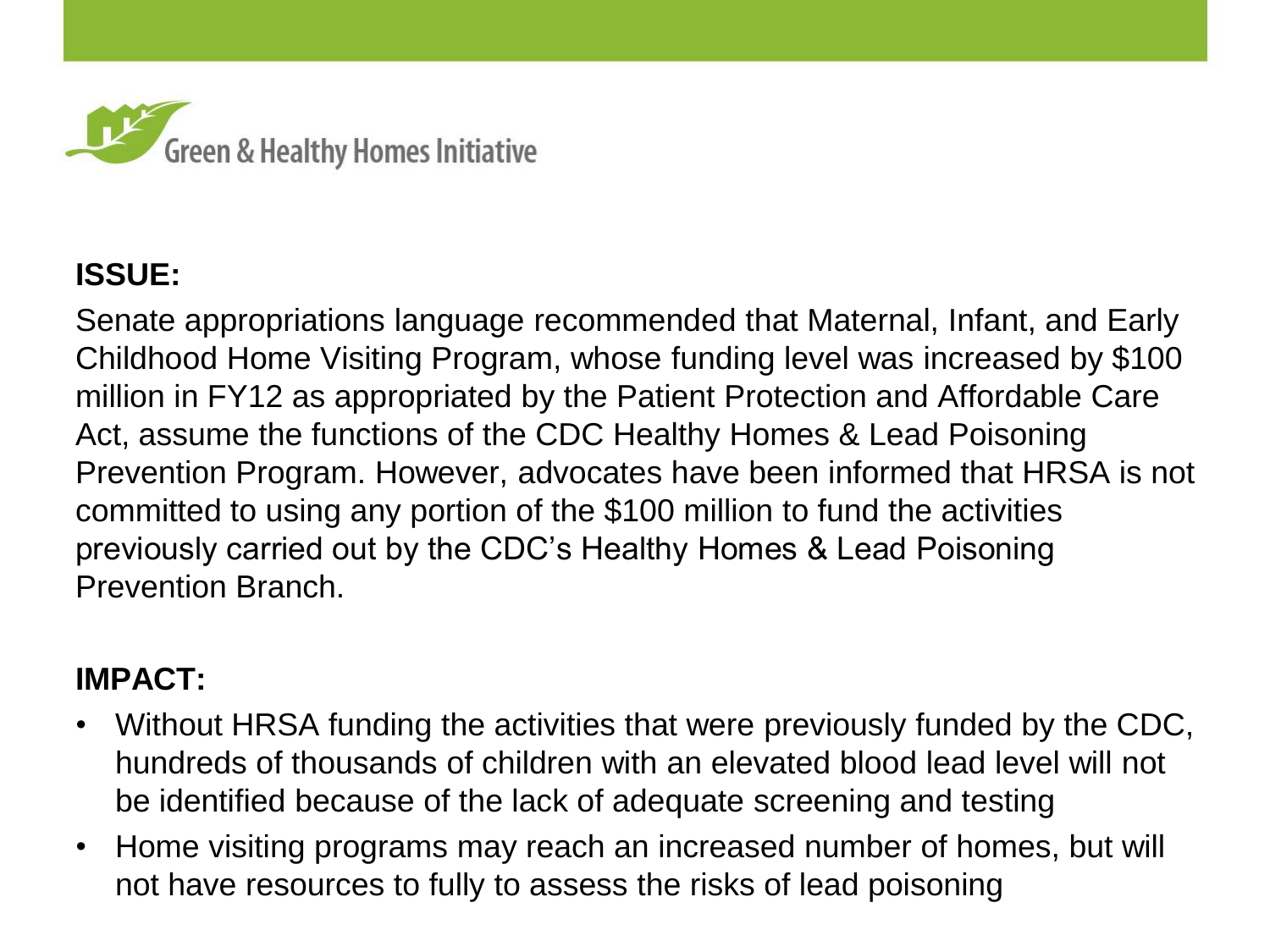Green & Healthy Homes Initiative

**ISSUE:**

Senate appropriations language recommended that Maternal, Infant, and Early Childhood Home Visiting Program, whose funding level was increased by $100 million in FY12 as appropriated by the Patient Protection and Affordable Care Act, assume the functions of the CDC Healthy Homes & Lead Poisoning Prevention Program. However, advocates have been informed that HRSA is not committed to using any portion of the $100 million to fund the activities previously carried out by the CDC's Healthy Homes & Lead Poisoning Prevention Branch.

**IMPACT:**

- Without HRSA funding the activities that were previously funded by the CDC, hundreds of thousands of children with an elevated blood lead level will not be identified because of the lack of adequate screening and testing
- Home visiting programs may reach an increased number of homes, but will not have resources to fully to assess the risks of lead poisoning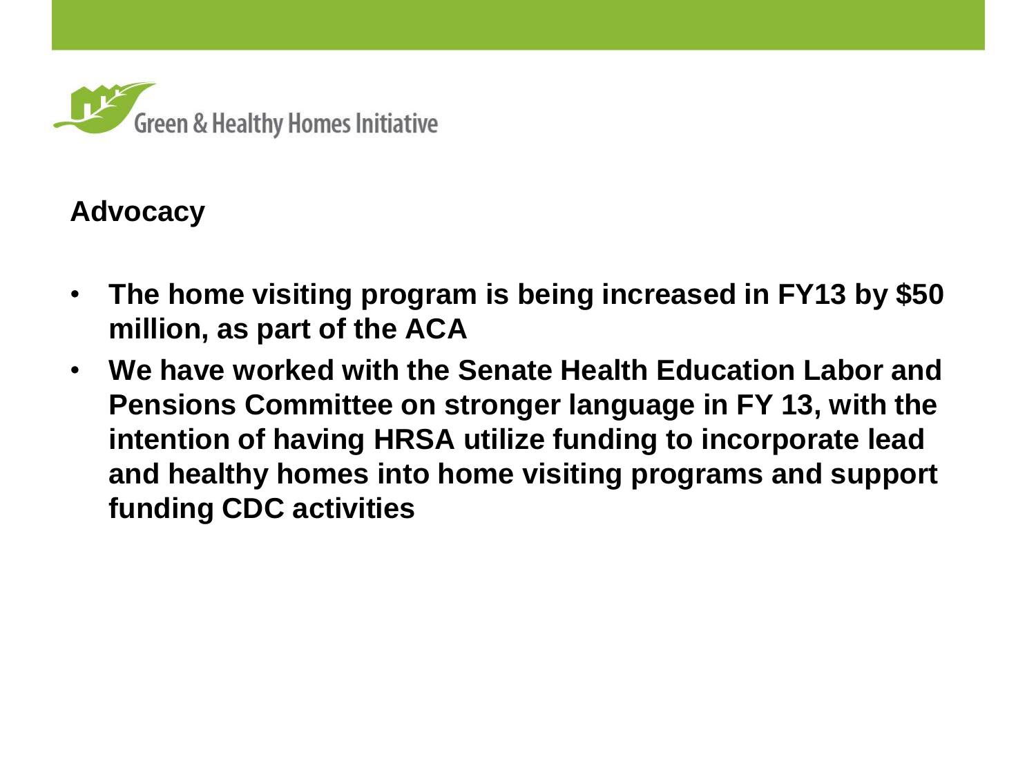Green & Healthy Homes Initiative

## Advocacy

- **The home visiting program is being increased in FY13 by $50 million, as part of the ACA**
- **We have worked with the Senate Health Education Labor and Pensions Committee on stronger language in FY 13, with the intention of having HRSA utilize funding to incorporate lead and healthy homes into home visiting programs and support funding CDC activities**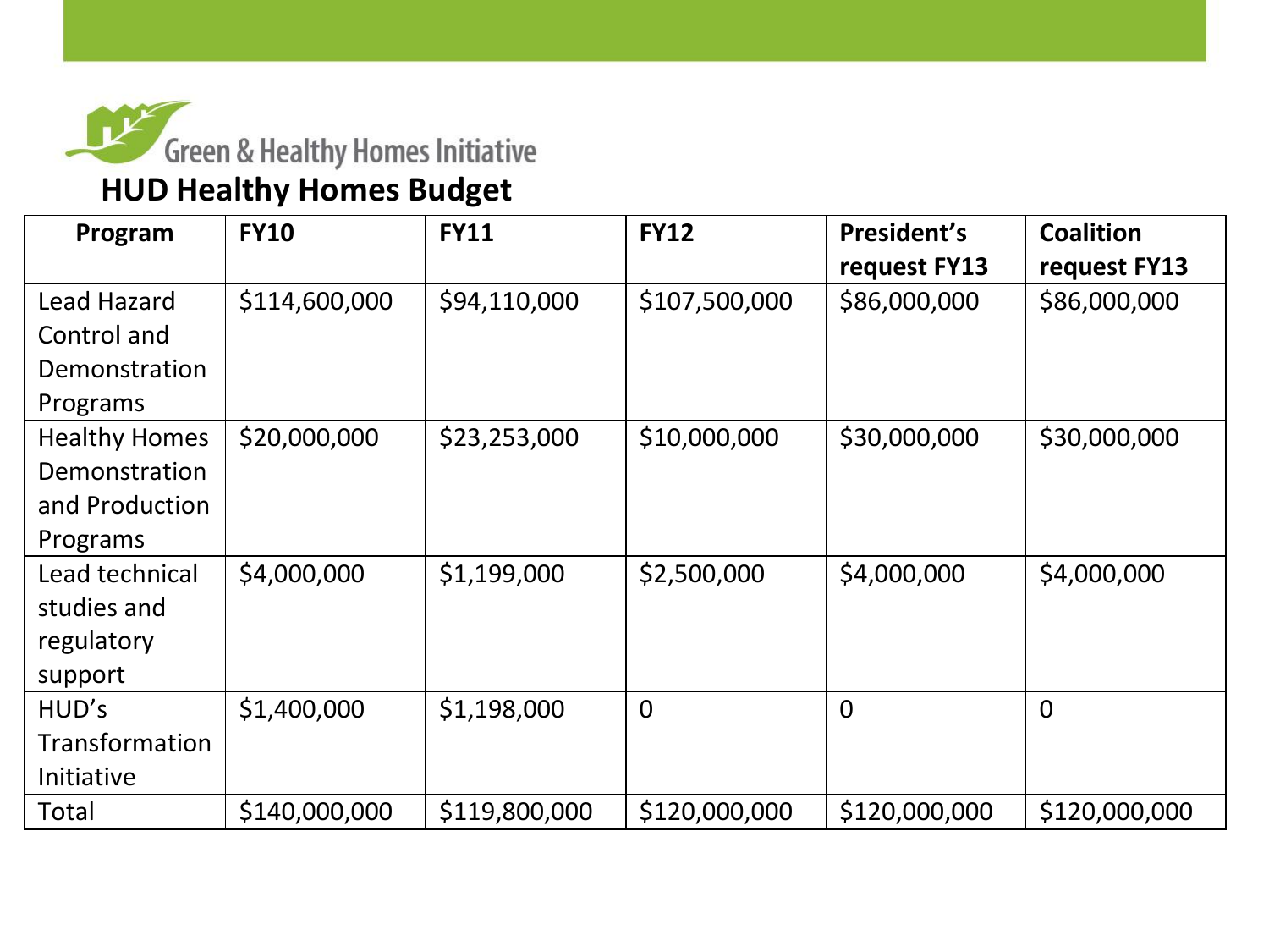Green & Healthy Homes Initiative

## HUD Healthy Homes Budget

| Program | FY10 | FY11 | FY12 | President's request FY13 | Coalition request FY13 |
|---|---|---|---|---|---|
| Lead Hazard Control and Demonstration Programs | $114,600,000 | $94,110,000 | $107,500,000 | $86,000,000 | $86,000,000 |
| Healthy Homes Demonstration and Production Programs | $20,000,000 | $23,253,000 | $10,000,000 | $30,000,000 | $30,000,000 |
| Lead technical studies and regulatory support | $4,000,000 | $1,199,000 | $2,500,000 | $4,000,000 | $4,000,000 |
| HUD's Transformation Initiative | $1,400,000 | $1,198,000 | 0 | 0 | 0 |
| Total | $140,000,000 | $119,800,000 | $120,000,000 | $120,000,000 | $120,000,000 |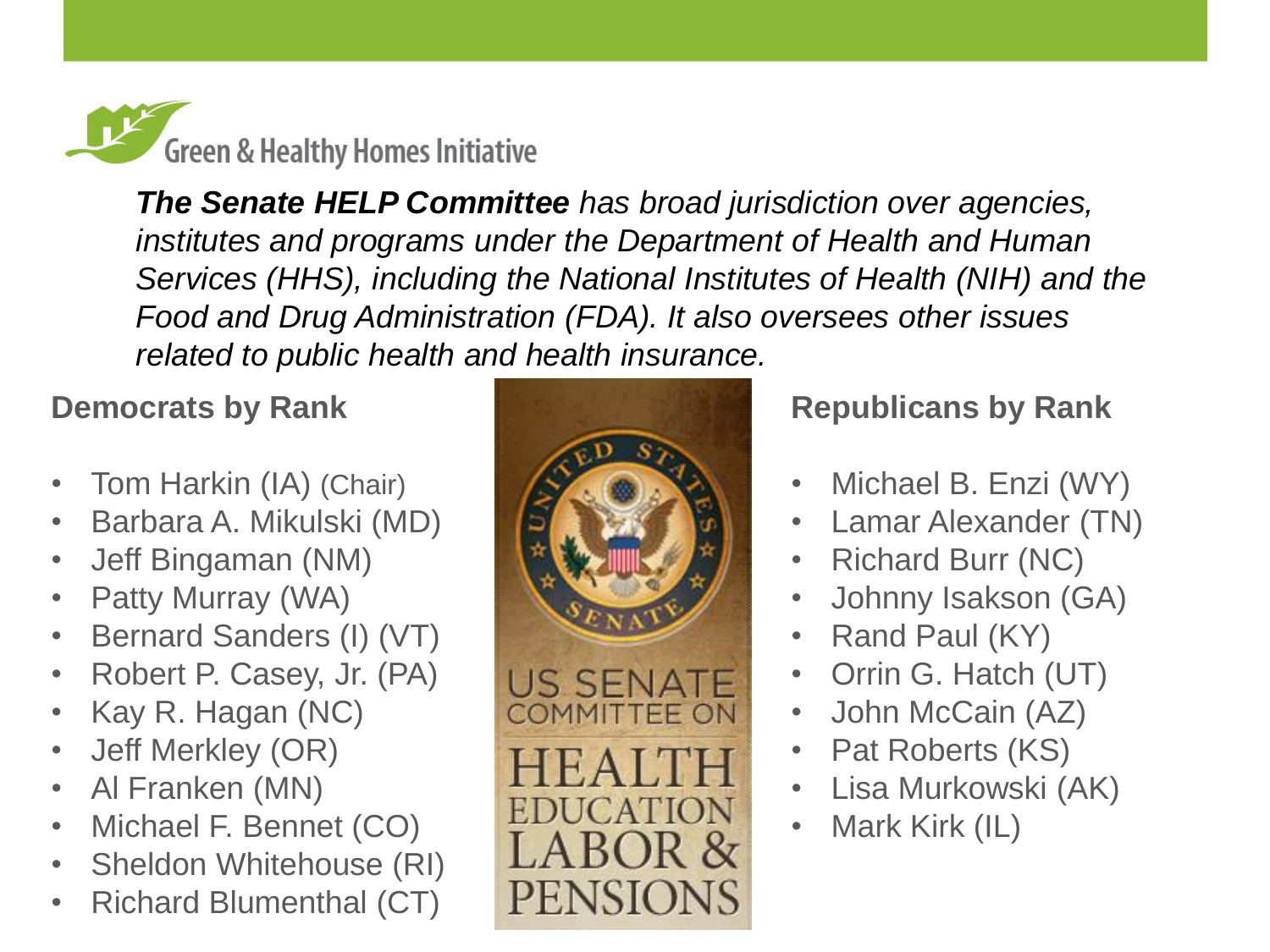Green & Healthy Homes Initiative

***The Senate HELP Committee** has broad jurisdiction over agencies, institutes and programs under the Department of Health and Human Services (HHS), including the National Institutes of Health (NIH) and the Food and Drug Administration (FDA). It also oversees other issues related to public health and health insurance.*

**Democrats by Rank**

- Tom Harkin (IA) (Chair)
- Barbara A. Mikulski (MD)
- Jeff Bingaman (NM)
- Patty Murray (WA)
- Bernard Sanders (I) (VT)
- Robert P. Casey, Jr. (PA)
- Kay R. Hagan (NC)
- Jeff Merkley (OR)
- Al Franken (MN)
- Michael F. Bennet (CO)
- Sheldon Whitehouse (RI)
- Richard Blumenthal (CT)

US SENATE COMMITTEE ON HEALTH EDUCATION LABOR & PENSIONS

**Republicans by Rank**

- Michael B. Enzi (WY)
- Lamar Alexander (TN)
- Richard Burr (NC)
- Johnny Isakson (GA)
- Rand Paul (KY)
- Orrin G. Hatch (UT)
- John McCain (AZ)
- Pat Roberts (KS)
- Lisa Murkowski (AK)
- Mark Kirk (IL)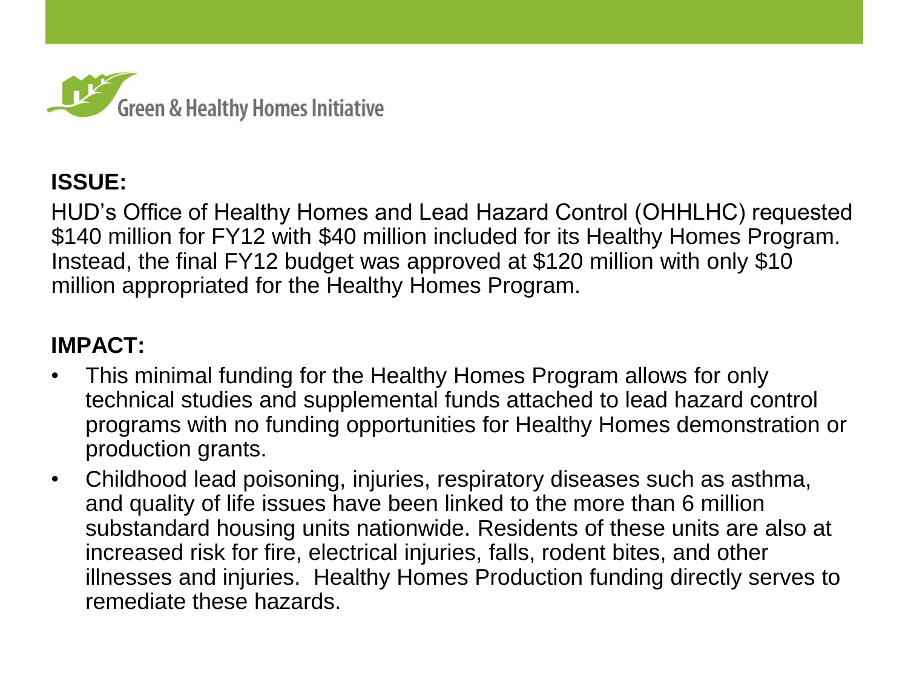Green & Healthy Homes Initiative

**ISSUE:**

HUD's Office of Healthy Homes and Lead Hazard Control (OHHLHC) requested $140 million for FY12 with $40 million included for its Healthy Homes Program. Instead, the final FY12 budget was approved at $120 million with only $10 million appropriated for the Healthy Homes Program.

**IMPACT:**

- This minimal funding for the Healthy Homes Program allows for only technical studies and supplemental funds attached to lead hazard control programs with no funding opportunities for Healthy Homes demonstration or production grants.
- Childhood lead poisoning, injuries, respiratory diseases such as asthma, and quality of life issues have been linked to the more than 6 million substandard housing units nationwide. Residents of these units are also at increased risk for fire, electrical injuries, falls, rodent bites, and other illnesses and injuries. Healthy Homes Production funding directly serves to remediate these hazards.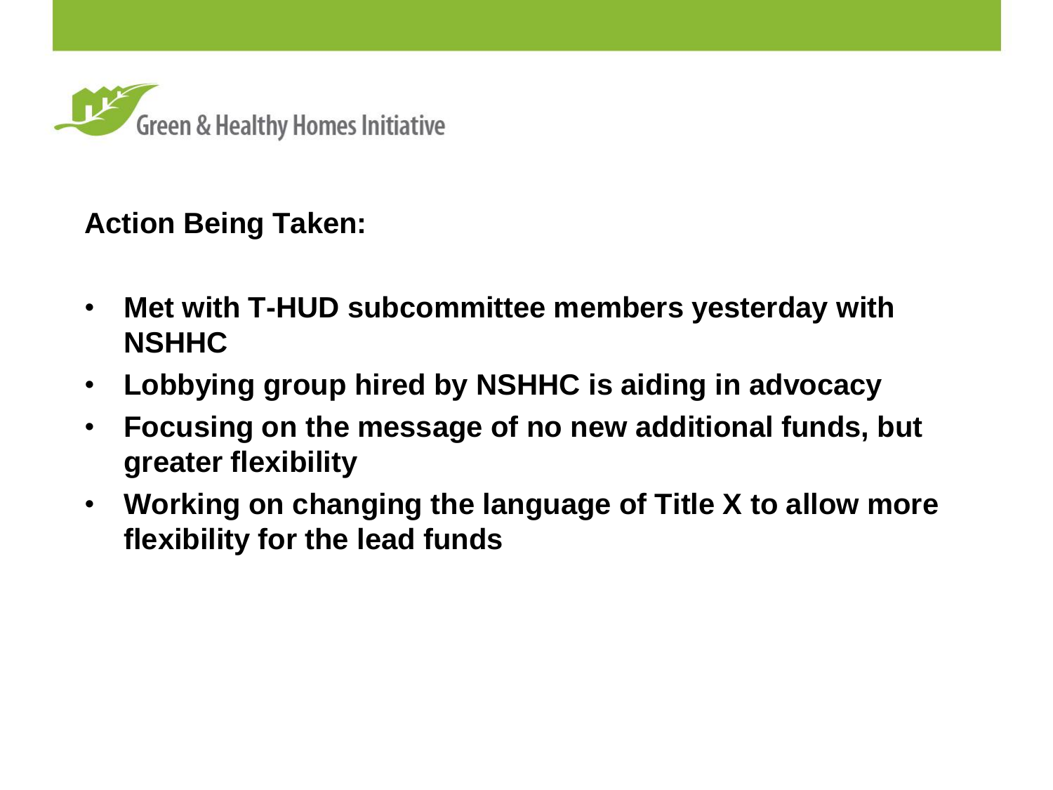Green & Healthy Homes Initiative

**Action Being Taken:**

- **Met with T-HUD subcommittee members yesterday with NSHHC**
- **Lobbying group hired by NSHHC is aiding in advocacy**
- **Focusing on the message of no new additional funds, but greater flexibility**
- **Working on changing the language of Title X to allow more flexibility for the lead funds**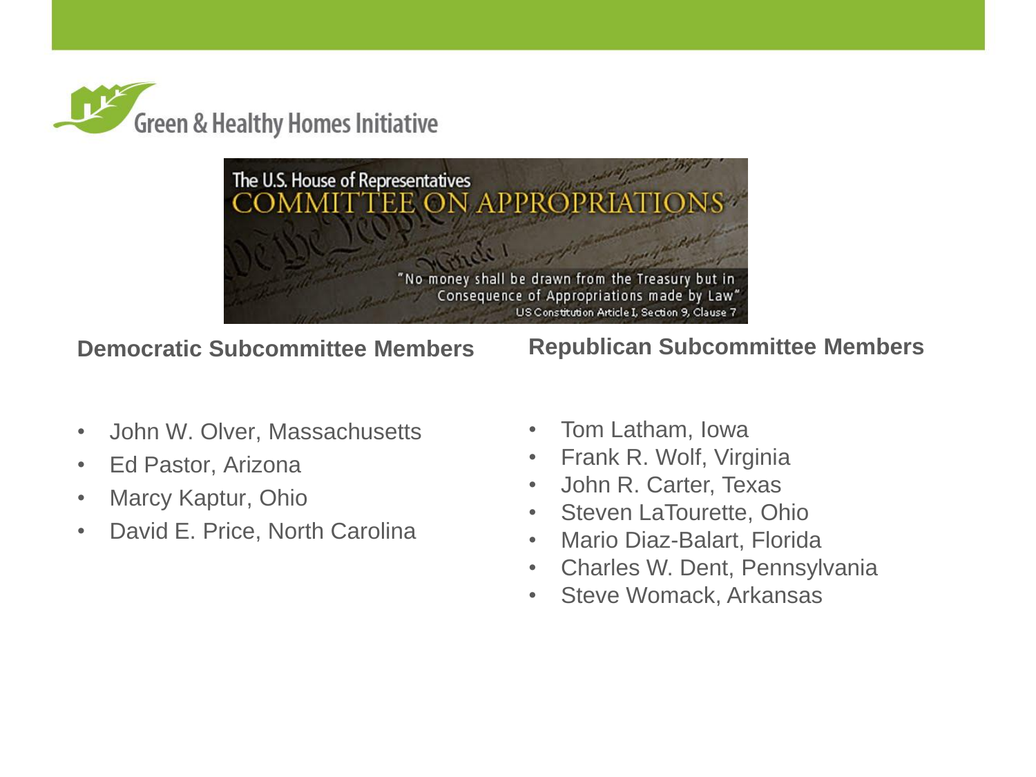Green & Healthy Homes Initiative

The U.S. House of Representatives
COMMITTEE ON APPROPRIATIONS

"No money shall be drawn from the Treasury but in Consequence of Appropriations made by Law"
US Constitution Article I, Section 9, Clause 7

**Democratic Subcommittee Members**

- John W. Olver, Massachusetts
- Ed Pastor, Arizona
- Marcy Kaptur, Ohio
- David E. Price, North Carolina

**Republican Subcommittee Members**

- Tom Latham, Iowa
- Frank R. Wolf, Virginia
- John R. Carter, Texas
- Steven LaTourette, Ohio
- Mario Diaz-Balart, Florida
- Charles W. Dent, Pennsylvania
- Steve Womack, Arkansas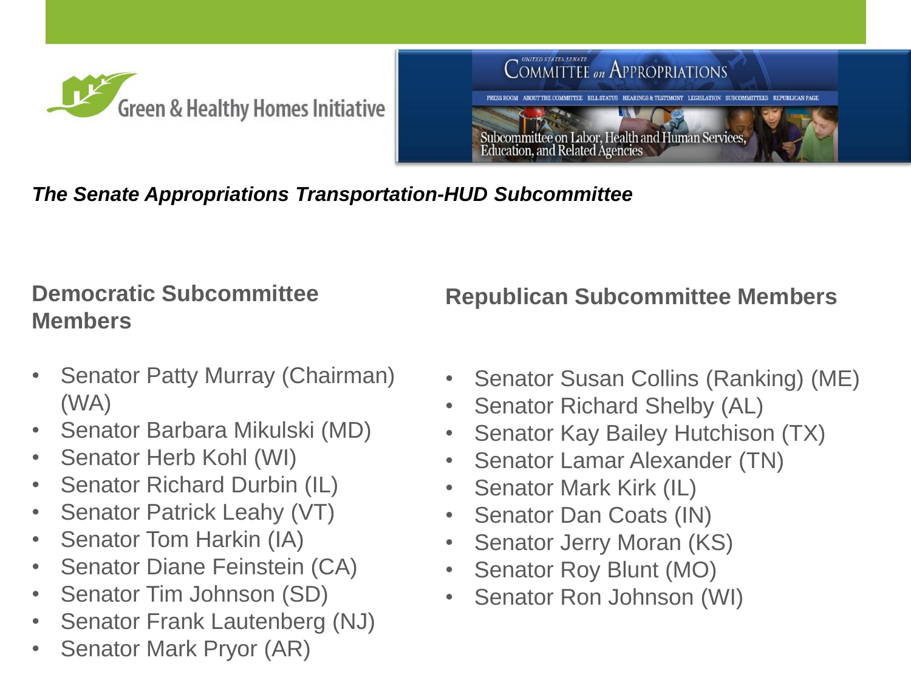*The Senate Appropriations Transportation-HUD Subcommittee*

## Democratic Subcommittee Members

- Senator Patty Murray (Chairman) (WA)
- Senator Barbara Mikulski (MD)
- Senator Herb Kohl (WI)
- Senator Richard Durbin (IL)
- Senator Patrick Leahy (VT)
- Senator Tom Harkin (IA)
- Senator Diane Feinstein (CA)
- Senator Tim Johnson (SD)
- Senator Frank Lautenberg (NJ)
- Senator Mark Pryor (AR)

## Republican Subcommittee Members

- Senator Susan Collins (Ranking) (ME)
- Senator Richard Shelby (AL)
- Senator Kay Bailey Hutchison (TX)
- Senator Lamar Alexander (TN)
- Senator Mark Kirk (IL)
- Senator Dan Coats (IN)
- Senator Jerry Moran (KS)
- Senator Roy Blunt (MO)
- Senator Ron Johnson (WI)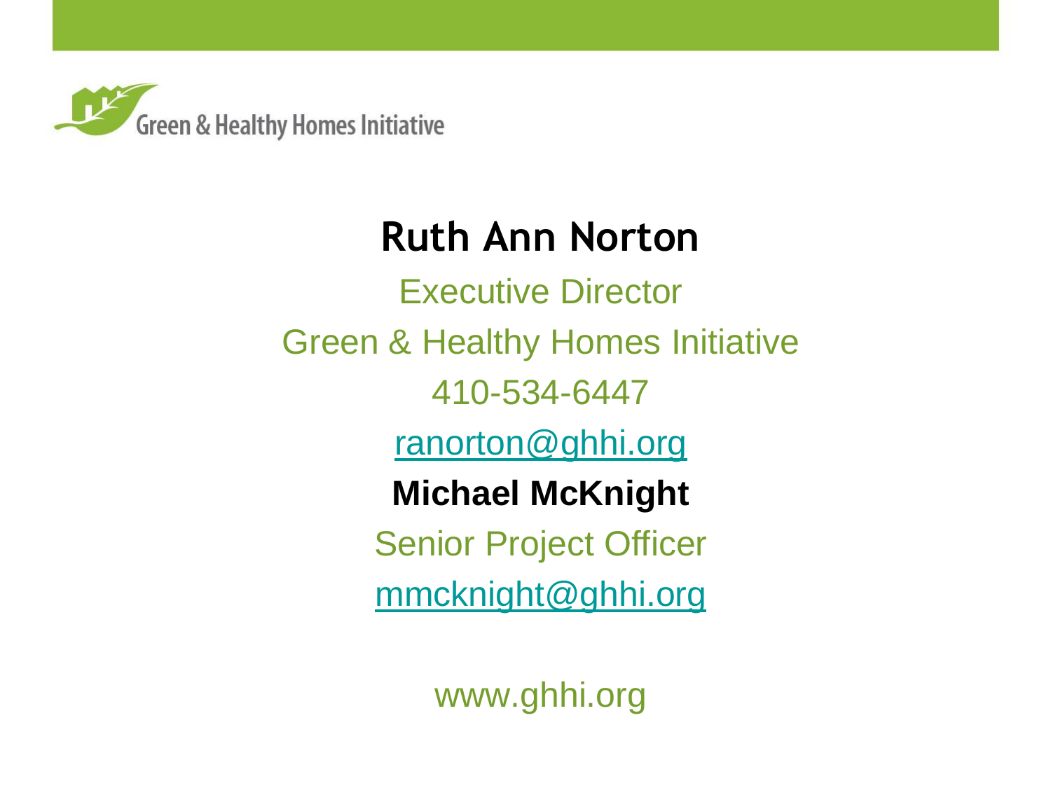Green & Healthy Homes Initiative

## Ruth Ann Norton

Executive Director

Green & Healthy Homes Initiative

410-534-6447

ranorton@ghhi.org

**Michael McKnight**

Senior Project Officer

mmcknight@ghhi.org

www.ghhi.org